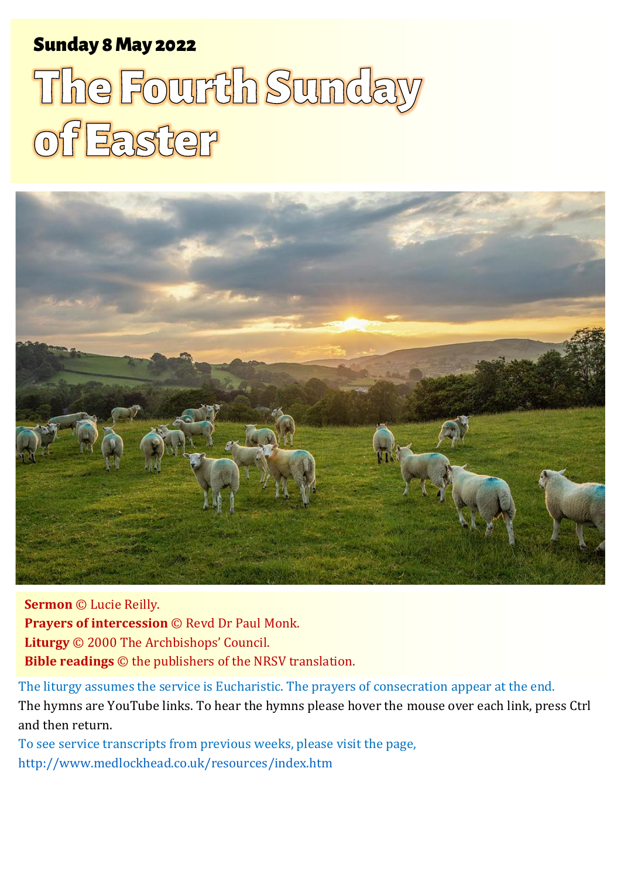**Sunday 8 May 2022**

# The Fourth Sunday of Easter

**Sermon** © Lucie Reilly.
**Prayers of intercession** © Revd Dr Paul Monk.
**Liturgy** © 2000 The Archbishops' Council.
**Bible readings** © the publishers of the NRSV translation.

The liturgy assumes the service is Eucharistic. The prayers of consecration appear at the end.

The hymns are YouTube links. To hear the hymns please hover the mouse over each link, press Ctrl and then return.

To see service transcripts from previous weeks, please visit the page,
http://www.medlockhead.co.uk/resources/index.htm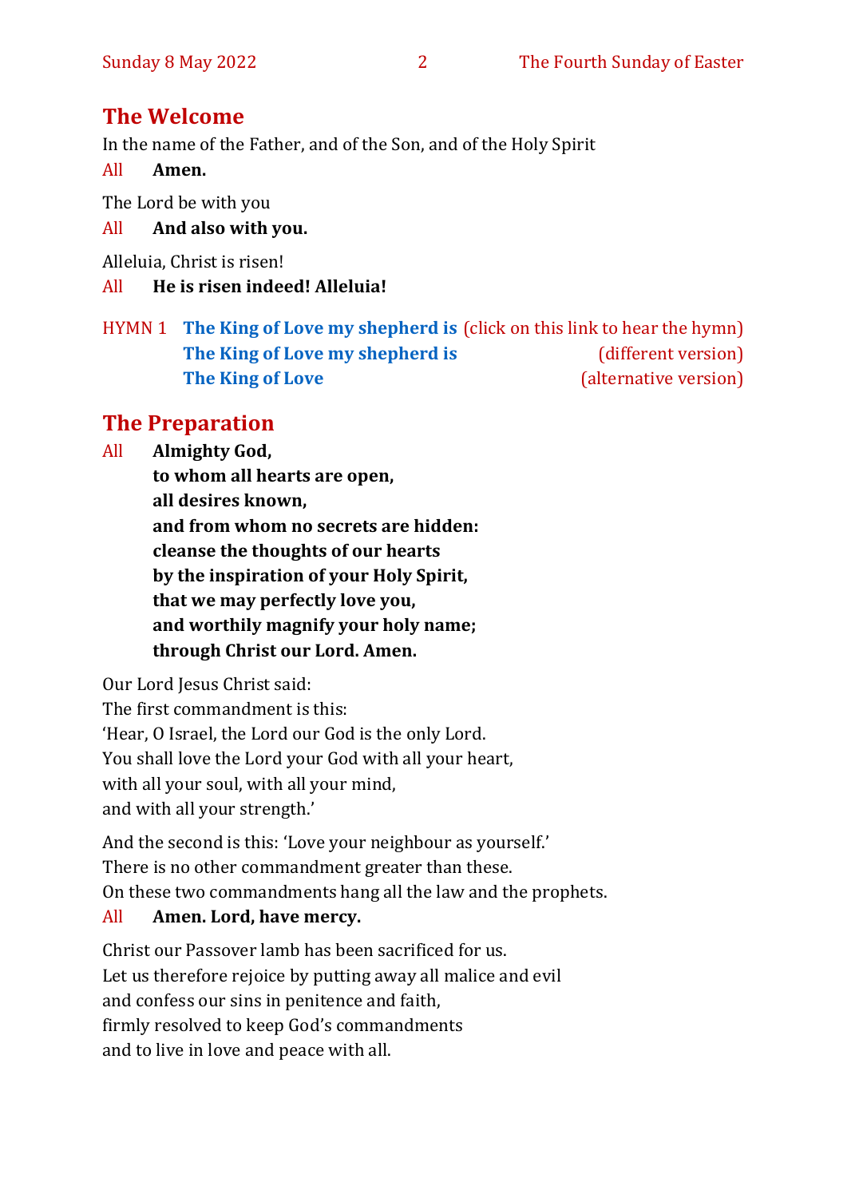## The Welcome

In the name of the Father, and of the Son, and of the Holy Spirit

All **Amen.**

The Lord be with you

All **And also with you.**

Alleluia, Christ is risen!

All **He is risen indeed! Alleluia!**

HYMN 1 **The King of Love my shepherd is** (click on this link to hear the hymn)
**The King of Love my shepherd is** (different version)
**The King of Love** (alternative version)

## The Preparation

All **Almighty God,**
**to whom all hearts are open,**
**all desires known,**
**and from whom no secrets are hidden:**
**cleanse the thoughts of our hearts**
**by the inspiration of your Holy Spirit,**
**that we may perfectly love you,**
**and worthily magnify your holy name;**
**through Christ our Lord. Amen.**

Our Lord Jesus Christ said:
The first commandment is this:
'Hear, O Israel, the Lord our God is the only Lord.
You shall love the Lord your God with all your heart,
with all your soul, with all your mind,
and with all your strength.'

And the second is this: 'Love your neighbour as yourself.'
There is no other commandment greater than these.
On these two commandments hang all the law and the prophets.

All **Amen. Lord, have mercy.**

Christ our Passover lamb has been sacrificed for us.
Let us therefore rejoice by putting away all malice and evil
and confess our sins in penitence and faith,
firmly resolved to keep God's commandments
and to live in love and peace with all.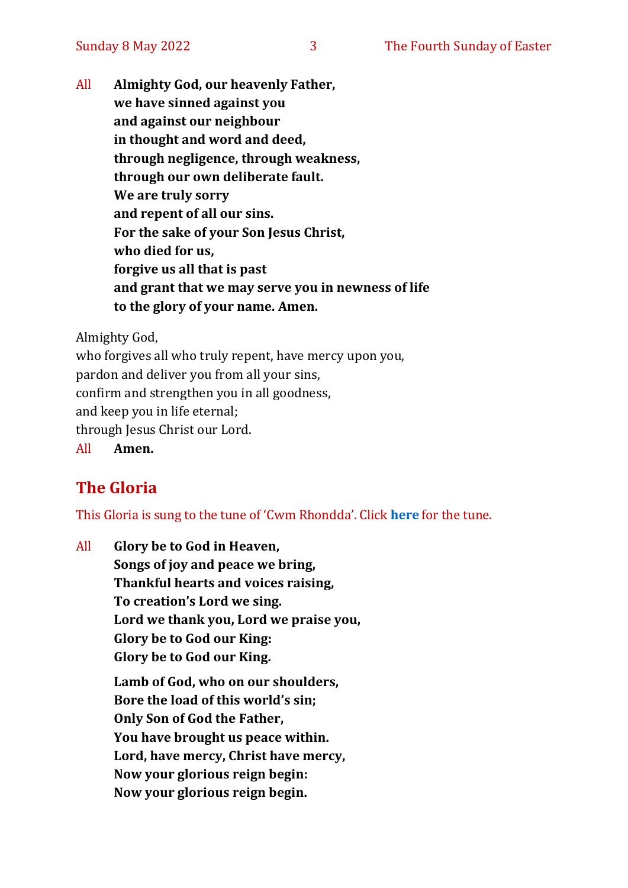All **Almighty God, our heavenly Father,**
**we have sinned against you**
**and against our neighbour**
**in thought and word and deed,**
**through negligence, through weakness,**
**through our own deliberate fault.**
**We are truly sorry**
**and repent of all our sins.**
**For the sake of your Son Jesus Christ,**
**who died for us,**
**forgive us all that is past**
**and grant that we may serve you in newness of life**
**to the glory of your name. Amen.**

Almighty God,
who forgives all who truly repent, have mercy upon you,
pardon and deliver you from all your sins,
confirm and strengthen you in all goodness,
and keep you in life eternal;
through Jesus Christ our Lord.
All **Amen.**

## The Gloria

This Gloria is sung to the tune of 'Cwm Rhondda'. Click **here** for the tune.

All **Glory be to God in Heaven,**
**Songs of joy and peace we bring,**
**Thankful hearts and voices raising,**
**To creation's Lord we sing.**
**Lord we thank you, Lord we praise you,**
**Glory be to God our King:**
**Glory be to God our King.**

**Lamb of God, who on our shoulders,**
**Bore the load of this world's sin;**
**Only Son of God the Father,**
**You have brought us peace within.**
**Lord, have mercy, Christ have mercy,**
**Now your glorious reign begin:**
**Now your glorious reign begin.**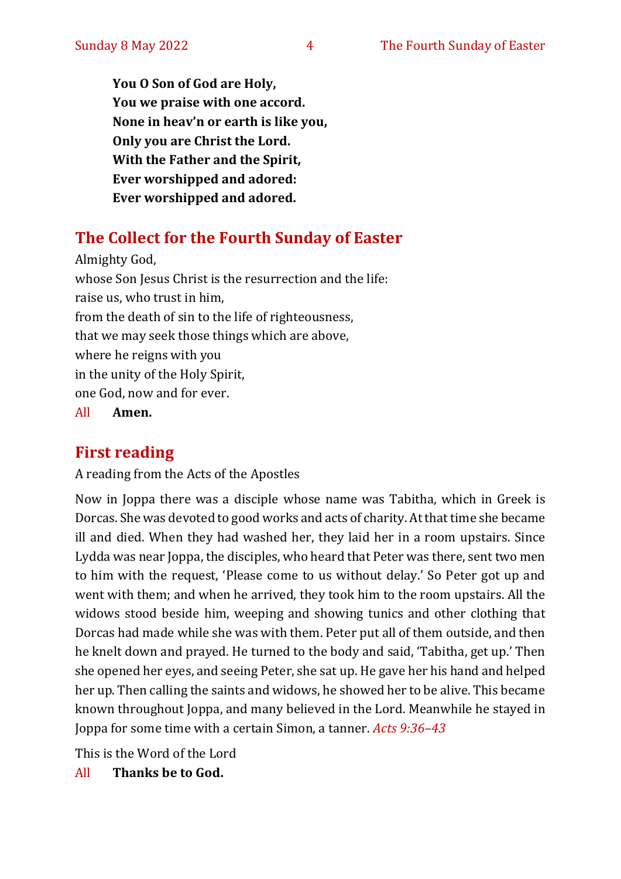**You O Son of God are Holy,**
**You we praise with one accord.**
**None in heav'n or earth is like you,**
**Only you are Christ the Lord.**
**With the Father and the Spirit,**
**Ever worshipped and adored:**
**Ever worshipped and adored.**

## The Collect for the Fourth Sunday of Easter

Almighty God,
whose Son Jesus Christ is the resurrection and the life:
raise us, who trust in him,
from the death of sin to the life of righteousness,
that we may seek those things which are above,
where he reigns with you
in the unity of the Holy Spirit,
one God, now and for ever.

All **Amen.**

## First reading

A reading from the Acts of the Apostles

Now in Joppa there was a disciple whose name was Tabitha, which in Greek is Dorcas. She was devoted to good works and acts of charity. At that time she became ill and died. When they had washed her, they laid her in a room upstairs. Since Lydda was near Joppa, the disciples, who heard that Peter was there, sent two men to him with the request, 'Please come to us without delay.' So Peter got up and went with them; and when he arrived, they took him to the room upstairs. All the widows stood beside him, weeping and showing tunics and other clothing that Dorcas had made while she was with them. Peter put all of them outside, and then he knelt down and prayed. He turned to the body and said, 'Tabitha, get up.' Then she opened her eyes, and seeing Peter, she sat up. He gave her his hand and helped her up. Then calling the saints and widows, he showed her to be alive. This became known throughout Joppa, and many believed in the Lord. Meanwhile he stayed in Joppa for some time with a certain Simon, a tanner. *Acts 9:36–43*

This is the Word of the Lord

All **Thanks be to God.**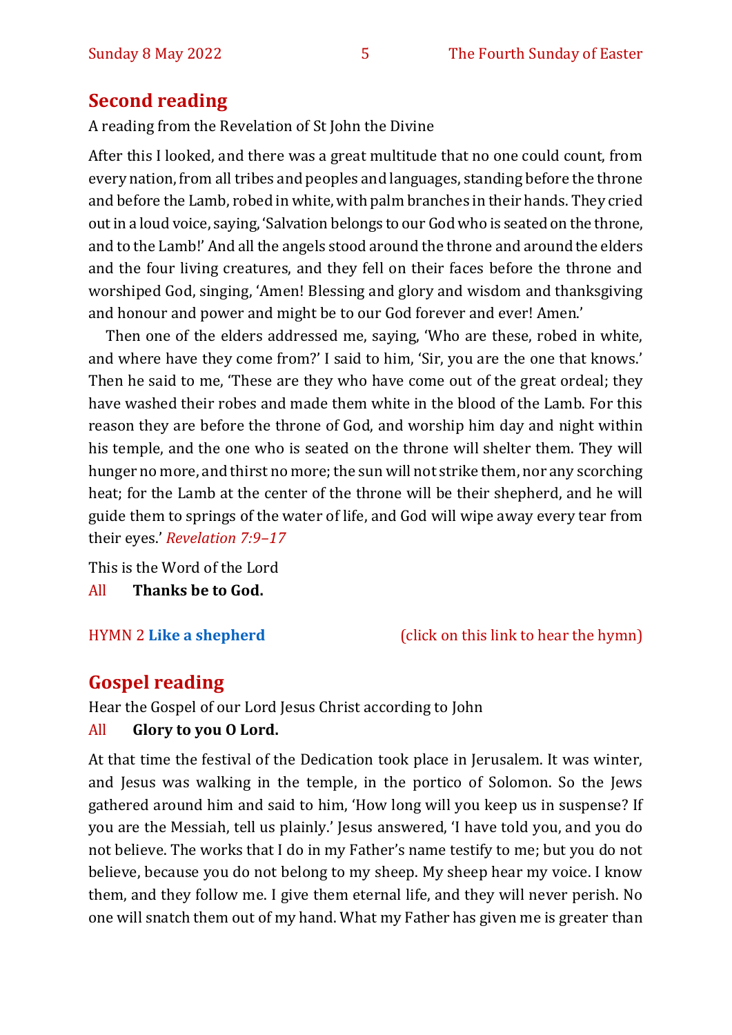## Second reading

A reading from the Revelation of St John the Divine

After this I looked, and there was a great multitude that no one could count, from every nation, from all tribes and peoples and languages, standing before the throne and before the Lamb, robed in white, with palm branches in their hands. They cried out in a loud voice, saying, 'Salvation belongs to our God who is seated on the throne, and to the Lamb!' And all the angels stood around the throne and around the elders and the four living creatures, and they fell on their faces before the throne and worshiped God, singing, 'Amen! Blessing and glory and wisdom and thanksgiving and honour and power and might be to our God forever and ever! Amen.'

Then one of the elders addressed me, saying, 'Who are these, robed in white, and where have they come from?' I said to him, 'Sir, you are the one that knows.' Then he said to me, 'These are they who have come out of the great ordeal; they have washed their robes and made them white in the blood of the Lamb. For this reason they are before the throne of God, and worship him day and night within his temple, and the one who is seated on the throne will shelter them. They will hunger no more, and thirst no more; the sun will not strike them, nor any scorching heat; for the Lamb at the center of the throne will be their shepherd, and he will guide them to springs of the water of life, and God will wipe away every tear from their eyes.' *Revelation 7:9–17*

This is the Word of the Lord

All **Thanks be to God.**

HYMN 2 **Like a shepherd** (click on this link to hear the hymn)

## Gospel reading

Hear the Gospel of our Lord Jesus Christ according to John

All **Glory to you O Lord.**

At that time the festival of the Dedication took place in Jerusalem. It was winter, and Jesus was walking in the temple, in the portico of Solomon. So the Jews gathered around him and said to him, 'How long will you keep us in suspense? If you are the Messiah, tell us plainly.' Jesus answered, 'I have told you, and you do not believe. The works that I do in my Father's name testify to me; but you do not believe, because you do not belong to my sheep. My sheep hear my voice. I know them, and they follow me. I give them eternal life, and they will never perish. No one will snatch them out of my hand. What my Father has given me is greater than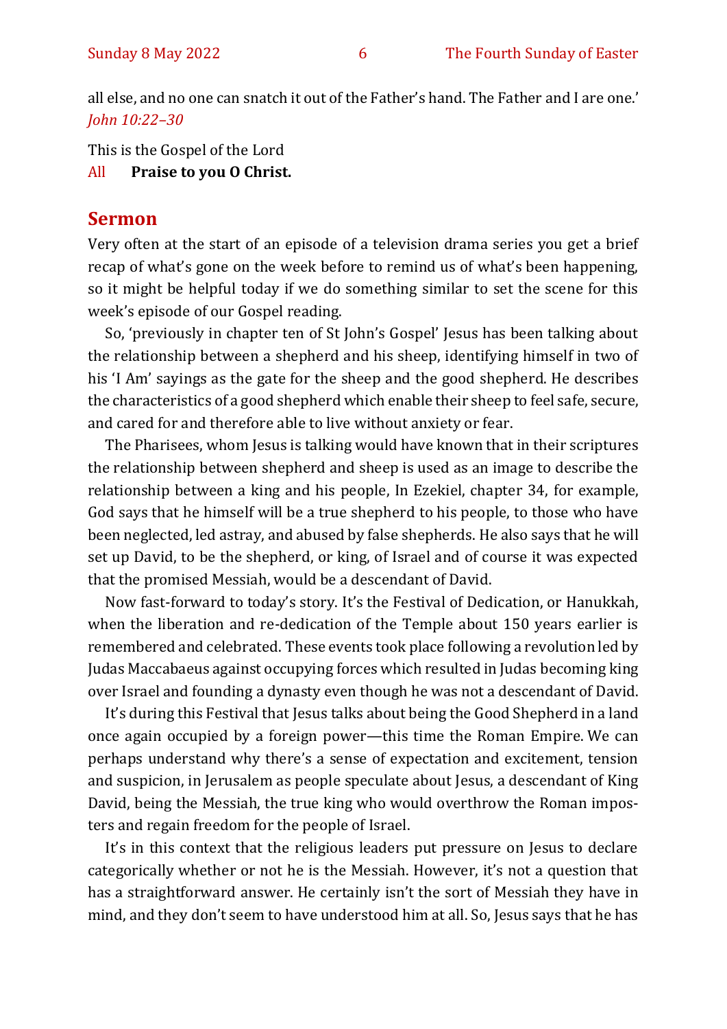all else, and no one can snatch it out of the Father's hand. The Father and I are one.'
*John 10:22–30*

This is the Gospel of the Lord
All **Praise to you O Christ.**

## Sermon

Very often at the start of an episode of a television drama series you get a brief recap of what's gone on the week before to remind us of what's been happening, so it might be helpful today if we do something similar to set the scene for this week's episode of our Gospel reading.

So, 'previously in chapter ten of St John's Gospel' Jesus has been talking about the relationship between a shepherd and his sheep, identifying himself in two of his 'I Am' sayings as the gate for the sheep and the good shepherd. He describes the characteristics of a good shepherd which enable their sheep to feel safe, secure, and cared for and therefore able to live without anxiety or fear.

The Pharisees, whom Jesus is talking would have known that in their scriptures the relationship between shepherd and sheep is used as an image to describe the relationship between a king and his people, In Ezekiel, chapter 34, for example, God says that he himself will be a true shepherd to his people, to those who have been neglected, led astray, and abused by false shepherds. He also says that he will set up David, to be the shepherd, or king, of Israel and of course it was expected that the promised Messiah, would be a descendant of David.

Now fast-forward to today's story. It's the Festival of Dedication, or Hanukkah, when the liberation and re-dedication of the Temple about 150 years earlier is remembered and celebrated. These events took place following a revolution led by Judas Maccabaeus against occupying forces which resulted in Judas becoming king over Israel and founding a dynasty even though he was not a descendant of David.

It's during this Festival that Jesus talks about being the Good Shepherd in a land once again occupied by a foreign power—this time the Roman Empire. We can perhaps understand why there's a sense of expectation and excitement, tension and suspicion, in Jerusalem as people speculate about Jesus, a descendant of King David, being the Messiah, the true king who would overthrow the Roman imposters and regain freedom for the people of Israel.

It's in this context that the religious leaders put pressure on Jesus to declare categorically whether or not he is the Messiah. However, it's not a question that has a straightforward answer. He certainly isn't the sort of Messiah they have in mind, and they don't seem to have understood him at all. So, Jesus says that he has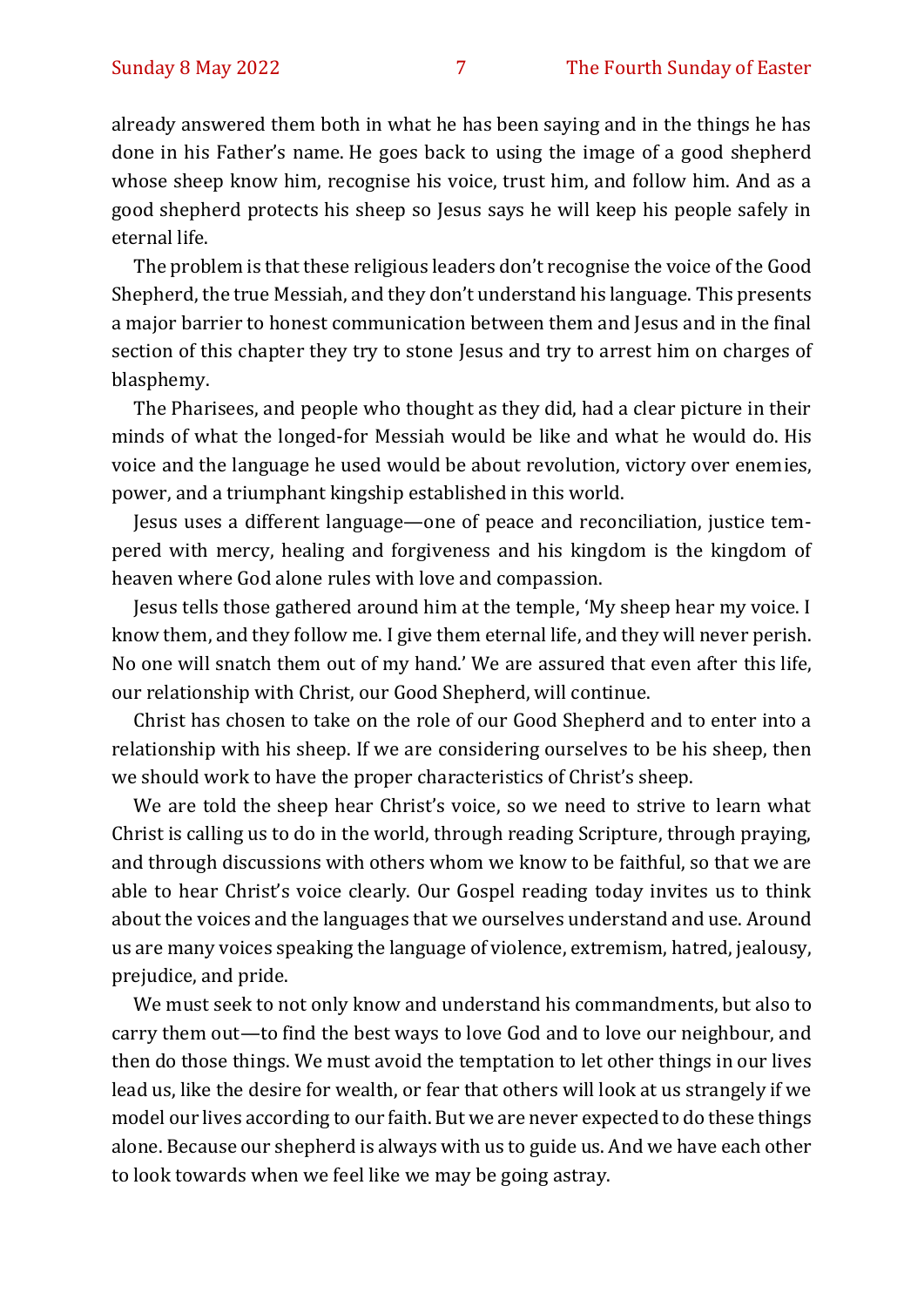already answered them both in what he has been saying and in the things he has done in his Father's name. He goes back to using the image of a good shepherd whose sheep know him, recognise his voice, trust him, and follow him. And as a good shepherd protects his sheep so Jesus says he will keep his people safely in eternal life.

The problem is that these religious leaders don't recognise the voice of the Good Shepherd, the true Messiah, and they don't understand his language. This presents a major barrier to honest communication between them and Jesus and in the final section of this chapter they try to stone Jesus and try to arrest him on charges of blasphemy.

The Pharisees, and people who thought as they did, had a clear picture in their minds of what the longed-for Messiah would be like and what he would do. His voice and the language he used would be about revolution, victory over enemies, power, and a triumphant kingship established in this world.

Jesus uses a different language—one of peace and reconciliation, justice tempered with mercy, healing and forgiveness and his kingdom is the kingdom of heaven where God alone rules with love and compassion.

Jesus tells those gathered around him at the temple, 'My sheep hear my voice. I know them, and they follow me. I give them eternal life, and they will never perish. No one will snatch them out of my hand.' We are assured that even after this life, our relationship with Christ, our Good Shepherd, will continue.

Christ has chosen to take on the role of our Good Shepherd and to enter into a relationship with his sheep. If we are considering ourselves to be his sheep, then we should work to have the proper characteristics of Christ's sheep.

We are told the sheep hear Christ's voice, so we need to strive to learn what Christ is calling us to do in the world, through reading Scripture, through praying, and through discussions with others whom we know to be faithful, so that we are able to hear Christ's voice clearly. Our Gospel reading today invites us to think about the voices and the languages that we ourselves understand and use. Around us are many voices speaking the language of violence, extremism, hatred, jealousy, prejudice, and pride.

We must seek to not only know and understand his commandments, but also to carry them out—to find the best ways to love God and to love our neighbour, and then do those things. We must avoid the temptation to let other things in our lives lead us, like the desire for wealth, or fear that others will look at us strangely if we model our lives according to our faith. But we are never expected to do these things alone. Because our shepherd is always with us to guide us. And we have each other to look towards when we feel like we may be going astray.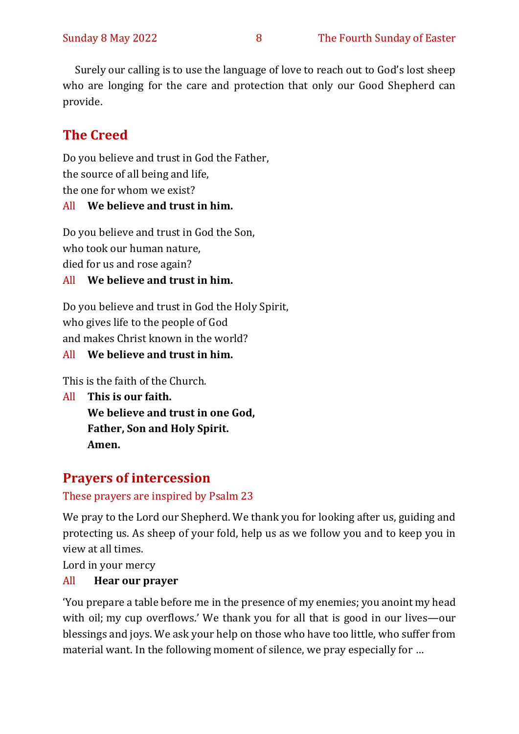Surely our calling is to use the language of love to reach out to God's lost sheep who are longing for the care and protection that only our Good Shepherd can provide.

## The Creed

Do you believe and trust in God the Father,
the source of all being and life,
the one for whom we exist?

All **We believe and trust in him.**

Do you believe and trust in God the Son,
who took our human nature,
died for us and rose again?

All **We believe and trust in him.**

Do you believe and trust in God the Holy Spirit,
who gives life to the people of God
and makes Christ known in the world?

All **We believe and trust in him.**

This is the faith of the Church.

All **This is our faith.**
**We believe and trust in one God,**
**Father, Son and Holy Spirit.**
**Amen.**

## Prayers of intercession

These prayers are inspired by Psalm 23

We pray to the Lord our Shepherd. We thank you for looking after us, guiding and protecting us. As sheep of your fold, help us as we follow you and to keep you in view at all times.

Lord in your mercy

All **Hear our prayer**

'You prepare a table before me in the presence of my enemies; you anoint my head with oil; my cup overflows.' We thank you for all that is good in our lives—our blessings and joys. We ask your help on those who have too little, who suffer from material want. In the following moment of silence, we pray especially for …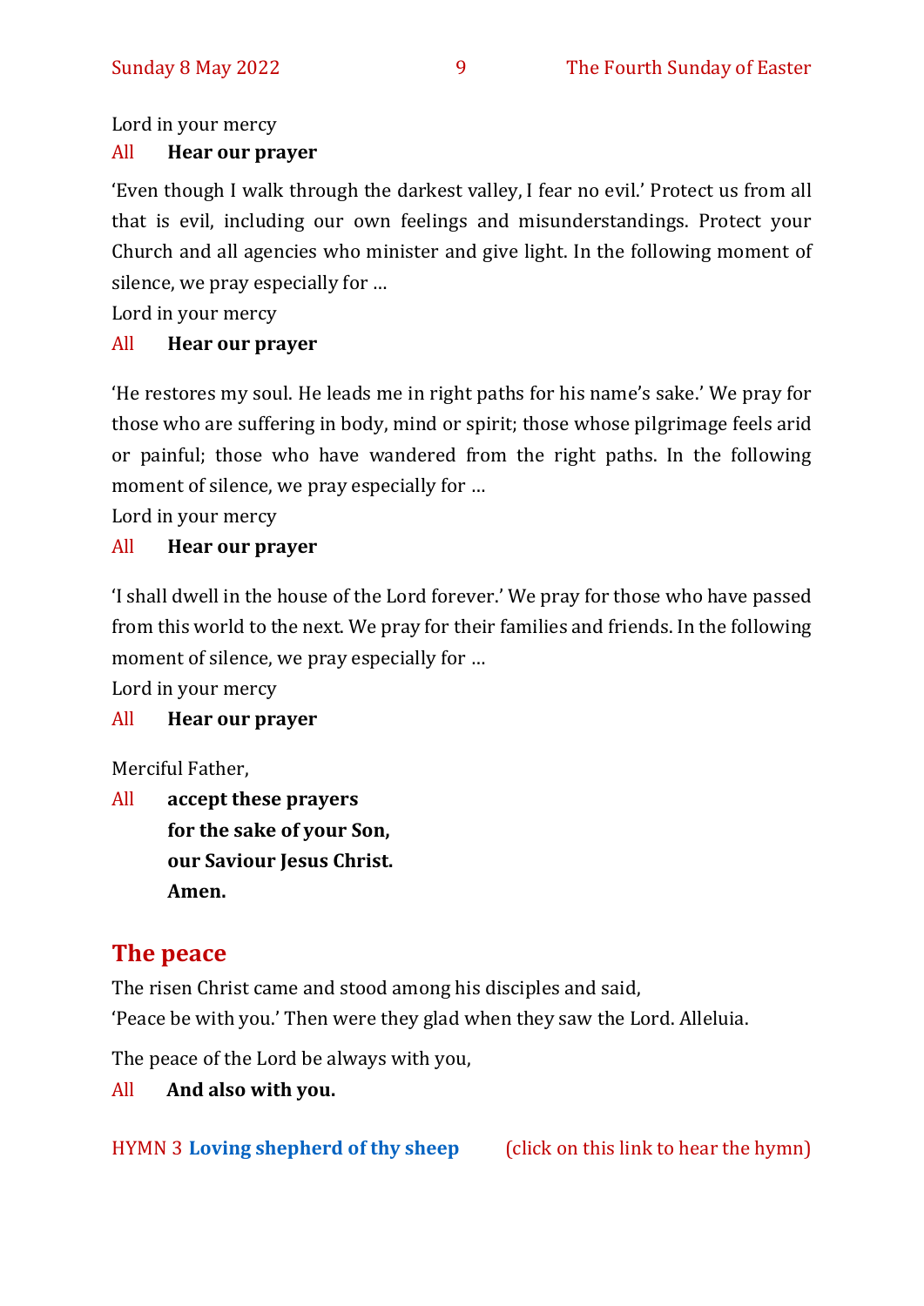Lord in your mercy

All **Hear our prayer**

'Even though I walk through the darkest valley, I fear no evil.' Protect us from all that is evil, including our own feelings and misunderstandings. Protect your Church and all agencies who minister and give light. In the following moment of silence, we pray especially for …

Lord in your mercy

All **Hear our prayer**

'He restores my soul. He leads me in right paths for his name's sake.' We pray for those who are suffering in body, mind or spirit; those whose pilgrimage feels arid or painful; those who have wandered from the right paths. In the following moment of silence, we pray especially for …

Lord in your mercy

All **Hear our prayer**

'I shall dwell in the house of the Lord forever.' We pray for those who have passed from this world to the next. We pray for their families and friends. In the following moment of silence, we pray especially for …

Lord in your mercy

All **Hear our prayer**

Merciful Father,

All **accept these prayers**
**for the sake of your Son,**
**our Saviour Jesus Christ.**
**Amen.**

## The peace

The risen Christ came and stood among his disciples and said,
'Peace be with you.' Then were they glad when they saw the Lord. Alleluia.

The peace of the Lord be always with you,

All **And also with you.**

HYMN 3 **Loving shepherd of thy sheep** (click on this link to hear the hymn)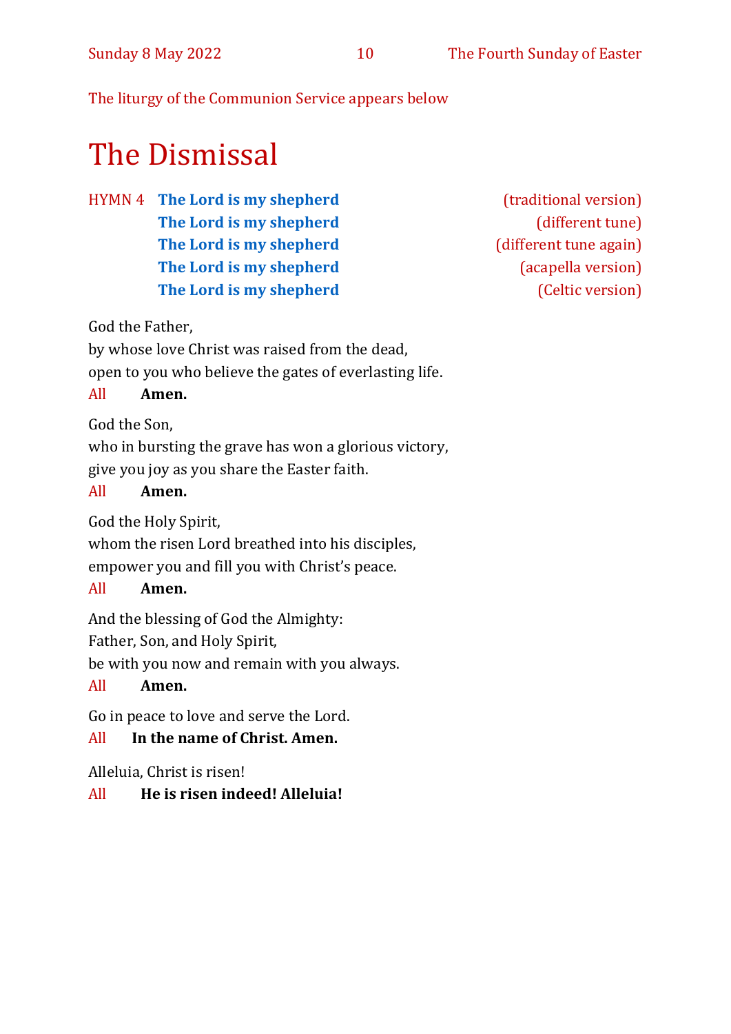The liturgy of the Communion Service appears below

# The Dismissal

HYMN 4 **The Lord is my shepherd** (traditional version)
**The Lord is my shepherd** (different tune)
**The Lord is my shepherd** (different tune again)
**The Lord is my shepherd** (acapella version)
**The Lord is my shepherd** (Celtic version)

God the Father,
by whose love Christ was raised from the dead,
open to you who believe the gates of everlasting life.

All **Amen.**

God the Son,
who in bursting the grave has won a glorious victory,
give you joy as you share the Easter faith.

All **Amen.**

God the Holy Spirit,
whom the risen Lord breathed into his disciples,
empower you and fill you with Christ's peace.

All **Amen.**

And the blessing of God the Almighty:
Father, Son, and Holy Spirit,
be with you now and remain with you always.

All **Amen.**

Go in peace to love and serve the Lord.

All **In the name of Christ. Amen.**

Alleluia, Christ is risen!

All **He is risen indeed! Alleluia!**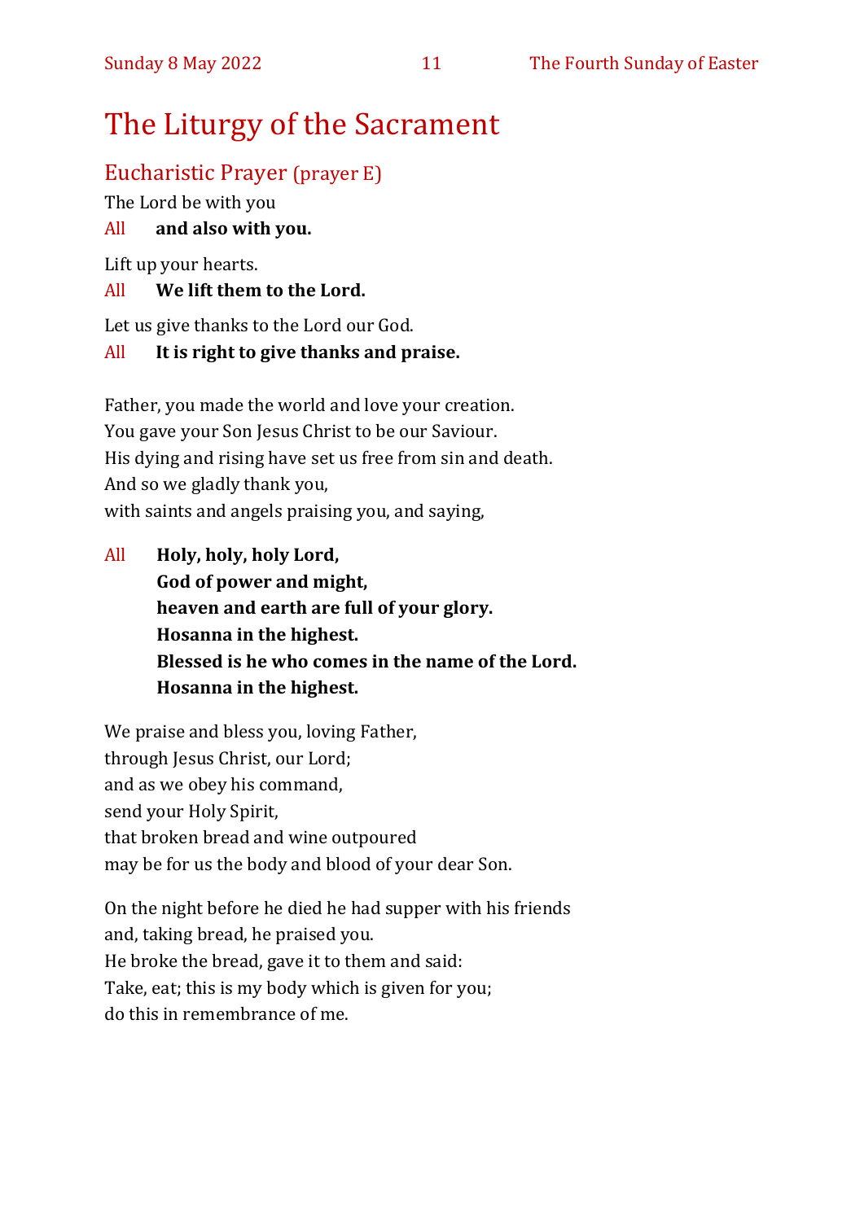# The Liturgy of the Sacrament

## Eucharistic Prayer (prayer E)

The Lord be with you

All **and also with you.**

Lift up your hearts.

All **We lift them to the Lord.**

Let us give thanks to the Lord our God.

All **It is right to give thanks and praise.**

Father, you made the world and love your creation.
You gave your Son Jesus Christ to be our Saviour.
His dying and rising have set us free from sin and death.
And so we gladly thank you,
with saints and angels praising you, and saying,

All **Holy, holy, holy Lord,**
**God of power and might,**
**heaven and earth are full of your glory.**
**Hosanna in the highest.**
**Blessed is he who comes in the name of the Lord.**
**Hosanna in the highest.**

We praise and bless you, loving Father,
through Jesus Christ, our Lord;
and as we obey his command,
send your Holy Spirit,
that broken bread and wine outpoured
may be for us the body and blood of your dear Son.

On the night before he died he had supper with his friends
and, taking bread, he praised you.
He broke the bread, gave it to them and said:
Take, eat; this is my body which is given for you;
do this in remembrance of me.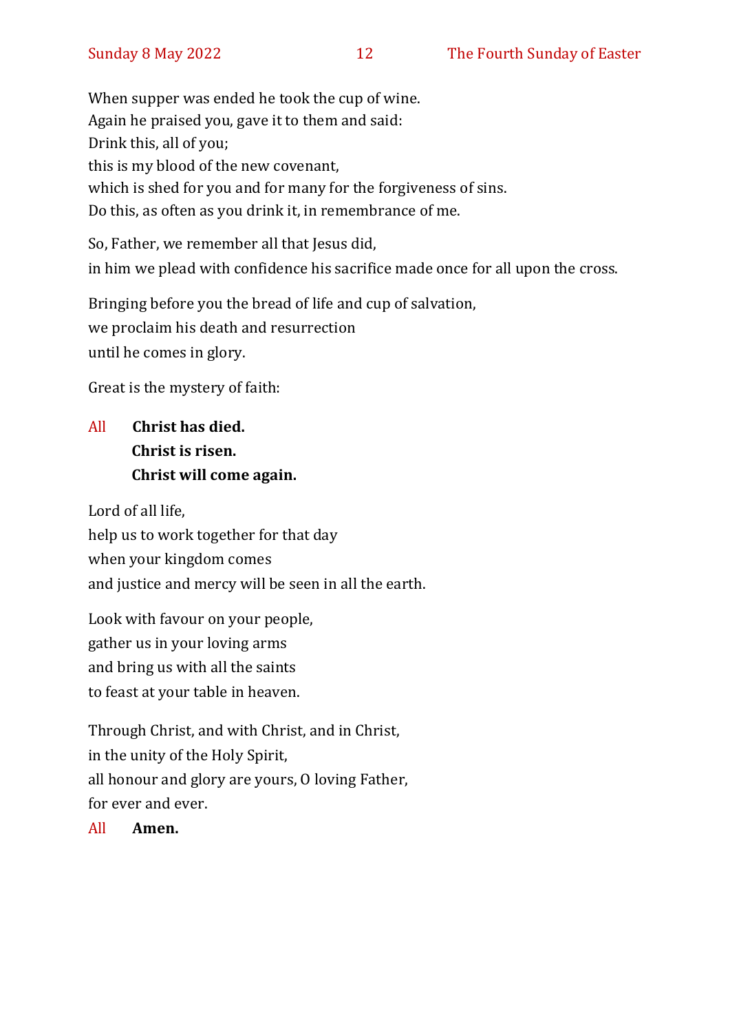When supper was ended he took the cup of wine.
Again he praised you, gave it to them and said:
Drink this, all of you;
this is my blood of the new covenant,
which is shed for you and for many for the forgiveness of sins.
Do this, as often as you drink it, in remembrance of me.

So, Father, we remember all that Jesus did,
in him we plead with confidence his sacrifice made once for all upon the cross.

Bringing before you the bread of life and cup of salvation,
we proclaim his death and resurrection
until he comes in glory.

Great is the mystery of faith:

All **Christ has died.**
**Christ is risen.**
**Christ will come again.**

Lord of all life,
help us to work together for that day
when your kingdom comes
and justice and mercy will be seen in all the earth.

Look with favour on your people,
gather us in your loving arms
and bring us with all the saints
to feast at your table in heaven.

Through Christ, and with Christ, and in Christ,
in the unity of the Holy Spirit,
all honour and glory are yours, O loving Father,
for ever and ever.

All **Amen.**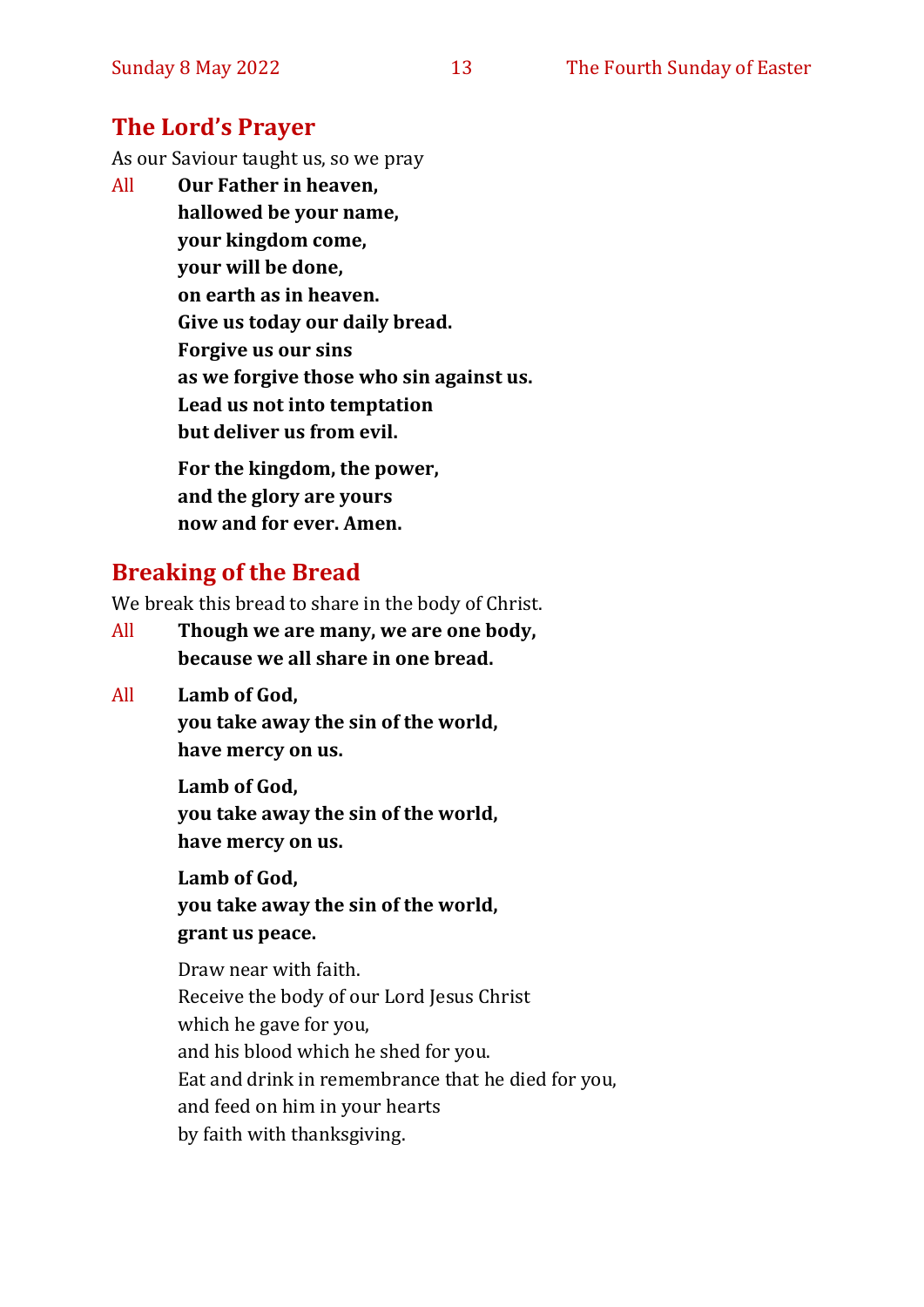## The Lord's Prayer

As our Saviour taught us, so we pray

All **Our Father in heaven,**
**hallowed be your name,**
**your kingdom come,**
**your will be done,**
**on earth as in heaven.**
**Give us today our daily bread.**
**Forgive us our sins**
**as we forgive those who sin against us.**
**Lead us not into temptation**
**but deliver us from evil.**

**For the kingdom, the power,**
**and the glory are yours**
**now and for ever. Amen.**

## Breaking of the Bread

We break this bread to share in the body of Christ.

All **Though we are many, we are one body,**
**because we all share in one bread.**

All **Lamb of God,**
**you take away the sin of the world,**
**have mercy on us.**

**Lamb of God,**
**you take away the sin of the world,**
**have mercy on us.**

**Lamb of God,**
**you take away the sin of the world,**
**grant us peace.**

Draw near with faith.
Receive the body of our Lord Jesus Christ
which he gave for you,
and his blood which he shed for you.
Eat and drink in remembrance that he died for you,
and feed on him in your hearts
by faith with thanksgiving.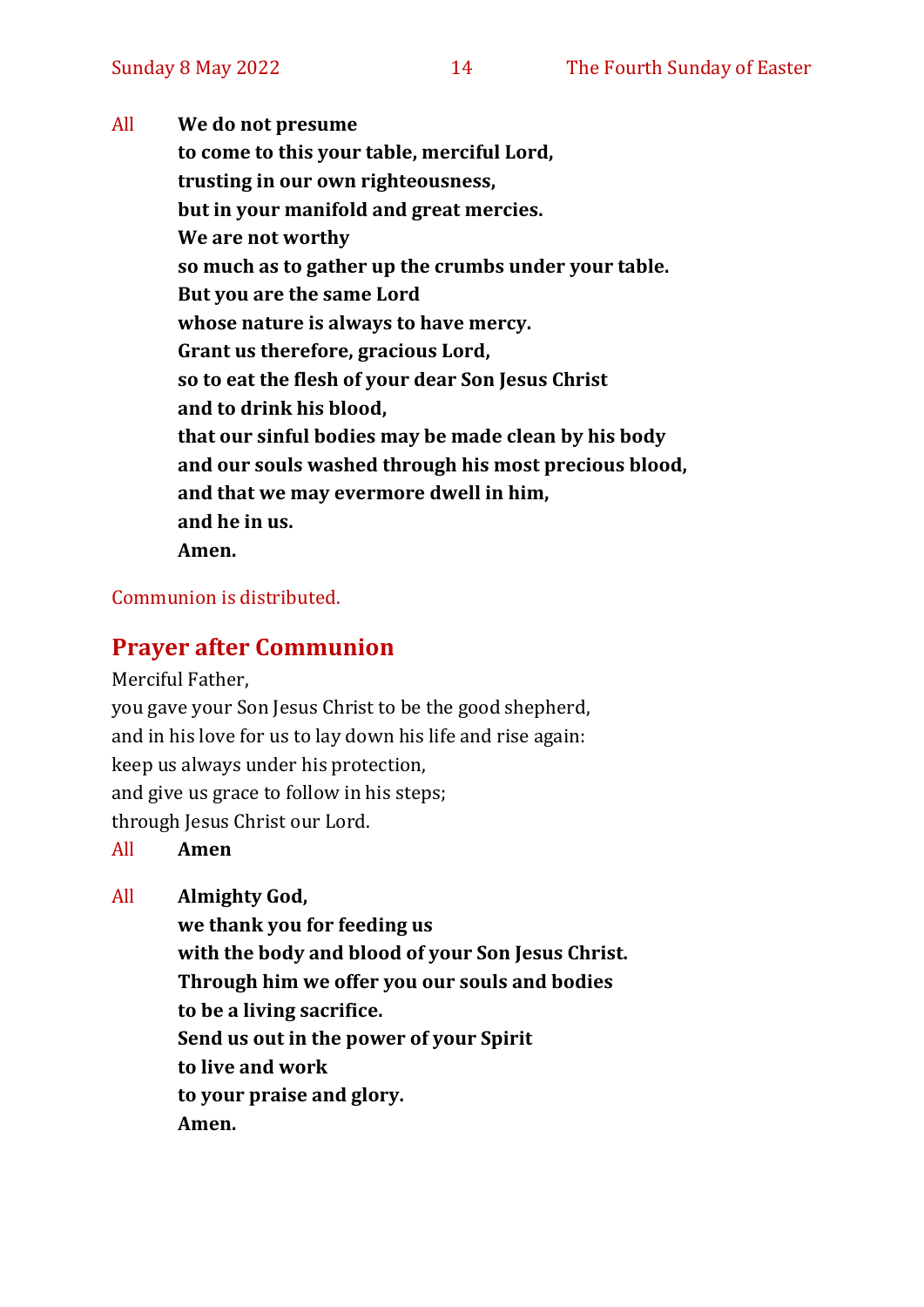All **We do not presume**
**to come to this your table, merciful Lord,**
**trusting in our own righteousness,**
**but in your manifold and great mercies.**
**We are not worthy**
**so much as to gather up the crumbs under your table.**
**But you are the same Lord**
**whose nature is always to have mercy.**
**Grant us therefore, gracious Lord,**
**so to eat the flesh of your dear Son Jesus Christ**
**and to drink his blood,**
**that our sinful bodies may be made clean by his body**
**and our souls washed through his most precious blood,**
**and that we may evermore dwell in him,**
**and he in us.**
**Amen.**

Communion is distributed.

## Prayer after Communion

Merciful Father,
you gave your Son Jesus Christ to be the good shepherd,
and in his love for us to lay down his life and rise again:
keep us always under his protection,
and give us grace to follow in his steps;
through Jesus Christ our Lord.

All **Amen**

All **Almighty God,**
**we thank you for feeding us**
**with the body and blood of your Son Jesus Christ.**
**Through him we offer you our souls and bodies**
**to be a living sacrifice.**
**Send us out in the power of your Spirit**
**to live and work**
**to your praise and glory.**
**Amen.**